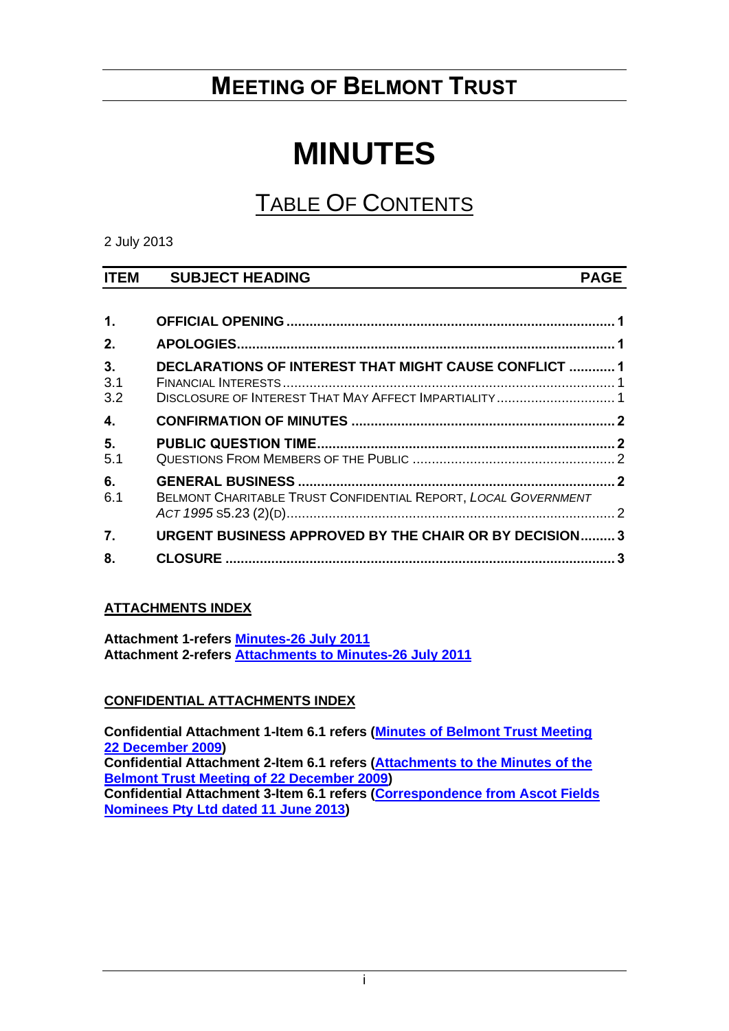# MEETING OF BELMONT TRUST

# MINUTES

## TABLE OF CONTENTS

2 July 2013

| ITEM | SUBJECT HEADING | PAGE |
|---|---|---|
| **1.** | **OFFICIAL OPENING** | **1** |
| **2.** | **APOLOGIES** | **1** |
| **3.** | **DECLARATIONS OF INTEREST THAT MIGHT CAUSE CONFLICT** | **1** |
| 3.1 | FINANCIAL INTERESTS | 1 |
| 3.2 | DISCLOSURE OF INTEREST THAT MAY AFFECT IMPARTIALITY | 1 |
| **4.** | **CONFIRMATION OF MINUTES** | **2** |
| **5.** | **PUBLIC QUESTION TIME** | **2** |
| 5.1 | QUESTIONS FROM MEMBERS OF THE PUBLIC | 2 |
| **6.** | **GENERAL BUSINESS** | **2** |
| 6.1 | BELMONT CHARITABLE TRUST CONFIDENTIAL REPORT, *LOCAL GOVERNMENT ACT 1995* S5.23 (2)(D) | 2 |
| **7.** | **URGENT BUSINESS APPROVED BY THE CHAIR OR BY DECISION** | **3** |
| **8.** | **CLOSURE** | **3** |

**ATTACHMENTS INDEX**

**Attachment 1-refers Minutes-26 July 2011**
**Attachment 2-refers Attachments to Minutes-26 July 2011**

**CONFIDENTIAL ATTACHMENTS INDEX**

**Confidential Attachment 1-Item 6.1 refers (Minutes of Belmont Trust Meeting 22 December 2009)**
**Confidential Attachment 2-Item 6.1 refers (Attachments to the Minutes of the Belmont Trust Meeting of 22 December 2009)**
**Confidential Attachment 3-Item 6.1 refers (Correspondence from Ascot Fields Nominees Pty Ltd dated 11 June 2013)**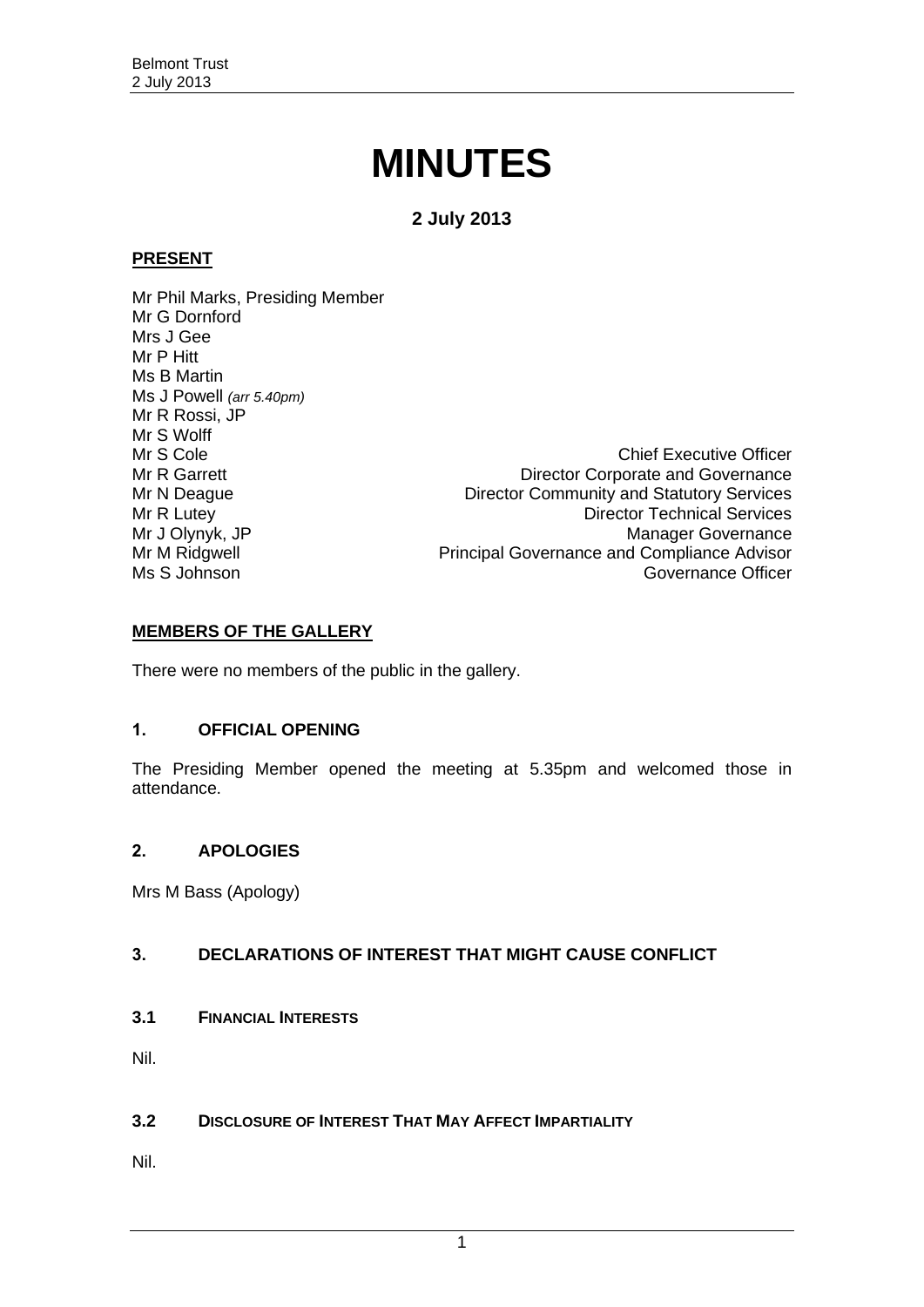# MINUTES

**2 July 2013**

## PRESENT

Mr Phil Marks, Presiding Member
Mr G Dornford
Mrs J Gee
Mr P Hitt
Ms B Martin
Ms J Powell *(arr 5.40pm)*
Mr R Rossi, JP
Mr S Wolff

| | |
|---|---|
| Mr S Cole | Chief Executive Officer |
| Mr R Garrett | Director Corporate and Governance |
| Mr N Deague | Director Community and Statutory Services |
| Mr R Lutey | Director Technical Services |
| Mr J Olynyk, JP | Manager Governance |
| Mr M Ridgwell | Principal Governance and Compliance Advisor |
| Ms S Johnson | Governance Officer |

## MEMBERS OF THE GALLERY

There were no members of the public in the gallery.

## 1. OFFICIAL OPENING

The Presiding Member opened the meeting at 5.35pm and welcomed those in attendance.

## 2. APOLOGIES

Mrs M Bass (Apology)

## 3. DECLARATIONS OF INTEREST THAT MIGHT CAUSE CONFLICT

### 3.1 FINANCIAL INTERESTS

Nil.

### 3.2 DISCLOSURE OF INTEREST THAT MAY AFFECT IMPARTIALITY

Nil.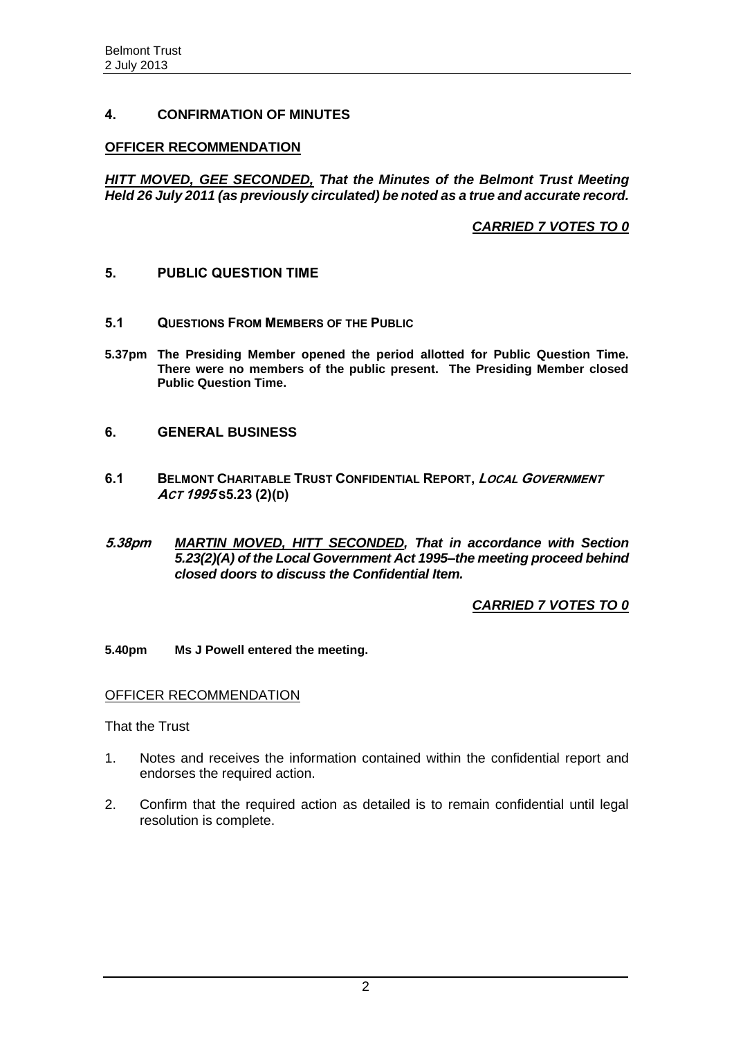## 4. CONFIRMATION OF MINUTES

**OFFICER RECOMMENDATION**

***HITT MOVED, GEE SECONDED,* *That the Minutes of the Belmont Trust Meeting Held 26 July 2011 (as previously circulated) be noted as a true and accurate record.***

***CARRIED 7 VOTES TO 0***

## 5. PUBLIC QUESTION TIME

### 5.1 QUESTIONS FROM MEMBERS OF THE PUBLIC

**5.37pm The Presiding Member opened the period allotted for Public Question Time. There were no members of the public present. The Presiding Member closed Public Question Time.**

## 6. GENERAL BUSINESS

### 6.1 BELMONT CHARITABLE TRUST CONFIDENTIAL REPORT, *LOCAL GOVERNMENT ACT 1995* S5.23 (2)(D)

***5.38pm*** ***MARTIN MOVED, HITT SECONDED,* *That in accordance with Section 5.23(2)(A) of the Local Government Act 1995–the meeting proceed behind closed doors to discuss the Confidential Item.***

***CARRIED 7 VOTES TO 0***

**5.40pm Ms J Powell entered the meeting.**

OFFICER RECOMMENDATION

That the Trust

1. Notes and receives the information contained within the confidential report and endorses the required action.
2. Confirm that the required action as detailed is to remain confidential until legal resolution is complete.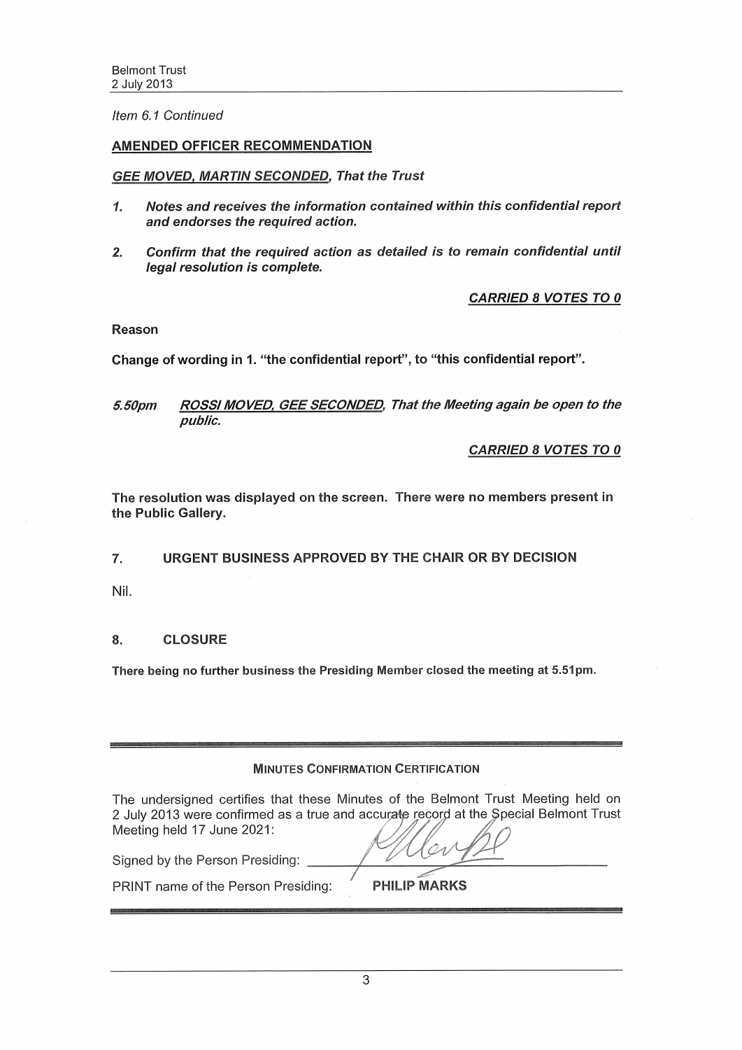*Item 6.1 Continued*

**AMENDED OFFICER RECOMMENDATION**

***GEE MOVED, MARTIN SECONDED, That the Trust***

1. ***Notes and receives the information contained within this confidential report and endorses the required action.***

2. ***Confirm that the required action as detailed is to remain confidential until legal resolution is complete.***

***CARRIED 8 VOTES TO 0***

**Reason**

**Change of wording in 1. "the confidential report", to "this confidential report".**

***5.50pm*** ***ROSSI MOVED, GEE SECONDED, That the Meeting again be open to the public.***

***CARRIED 8 VOTES TO 0***

**The resolution was displayed on the screen. There were no members present in the Public Gallery.**

## 7. URGENT BUSINESS APPROVED BY THE CHAIR OR BY DECISION

Nil.

## 8. CLOSURE

**There being no further business the Presiding Member closed the meeting at 5.51pm.**

---

**MINUTES CONFIRMATION CERTIFICATION**

The undersigned certifies that these Minutes of the Belmont Trust Meeting held on 2 July 2013 were confirmed as a true and accurate record at the Special Belmont Trust Meeting held 17 June 2021:

Signed by the Person Presiding: [signature]

PRINT name of the Person Presiding: **PHILIP MARKS**